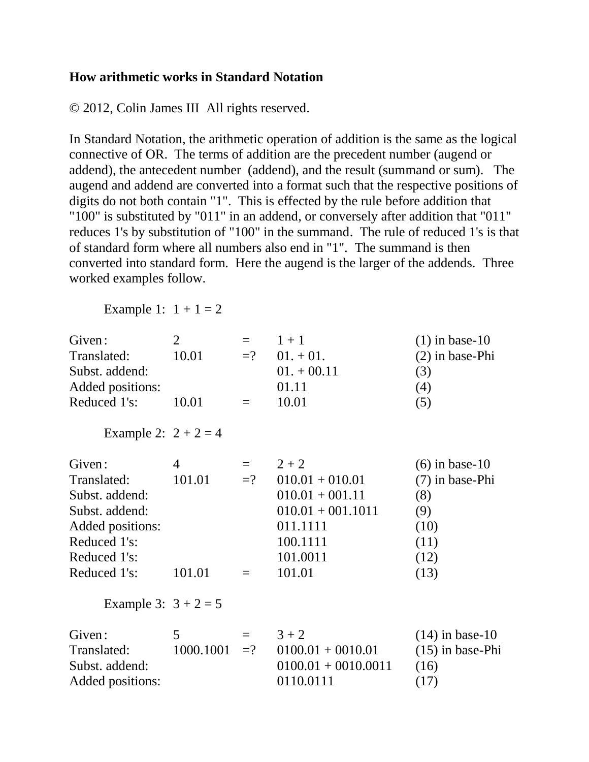**How arithmetic works in Standard Notation**

© 2012, Colin James III All rights reserved.

In Standard Notation, the arithmetic operation of addition is the same as the logical connective of OR. The terms of addition are the precedent number (augend or addend), the antecedent number (addend), and the result (summand or sum). The augend and addend are converted into a format such that the respective positions of digits do not both contain "1". This is effected by the rule before addition that "100" is substituted by "011" in an addend, or conversely after addition that "011" reduces 1's by substitution of "100" in the summand. The rule of reduced 1's is that of standard form where all numbers also end in "1". The summand is then converted into standard form. Here the augend is the larger of the addends. Three worked examples follow.

Example 1: 1 + 1 = 2

| | | | | |
|---|---|---|---|---|
| Given: | 2 | = | 1 + 1 | (1) in base-10 |
| Translated: | 10.01 | =? | 01. + 01. | (2) in base-Phi |
| Subst. addend: | | | 01. + 00.11 | (3) |
| Added positions: | | | 01.11 | (4) |
| Reduced 1's: | 10.01 | = | 10.01 | (5) |

Example 2: 2 + 2 = 4

| | | | | |
|---|---|---|---|---|
| Given: | 4 | = | 2 + 2 | (6) in base-10 |
| Translated: | 101.01 | =? | 010.01 + 010.01 | (7) in base-Phi |
| Subst. addend: | | | 010.01 + 001.11 | (8) |
| Subst. addend: | | | 010.01 + 001.1011 | (9) |
| Added positions: | | | 011.1111 | (10) |
| Reduced 1's: | | | 100.1111 | (11) |
| Reduced 1's: | | | 101.0011 | (12) |
| Reduced 1's: | 101.01 | = | 101.01 | (13) |

Example 3: 3 + 2 = 5

| | | | | |
|---|---|---|---|---|
| Given: | 5 | = | 3 + 2 | (14) in base-10 |
| Translated: | 1000.1001 | =? | 0100.01 + 0010.01 | (15) in base-Phi |
| Subst. addend: | | | 0100.01 + 0010.0011 | (16) |
| Added positions: | | | 0110.0111 | (17) |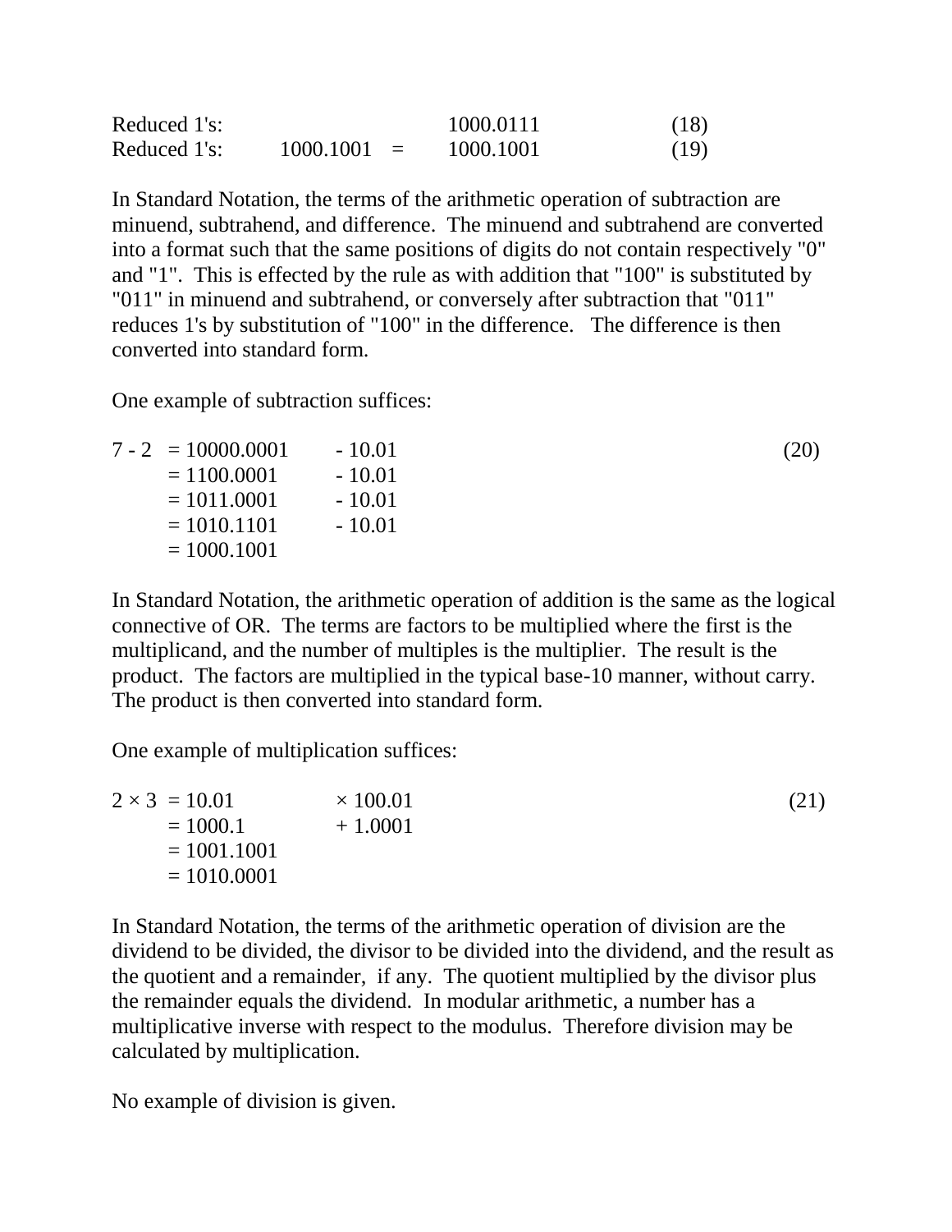| | | | | |
|---|---|---|---|---|
| Reduced 1's: | | | 1000.0111 | (18) |
| Reduced 1's: | 1000.1001 | = | 1000.1001 | (19) |

In Standard Notation, the terms of the arithmetic operation of subtraction are minuend, subtrahend, and difference. The minuend and subtrahend are converted into a format such that the same positions of digits do not contain respectively "0" and "1". This is effected by the rule as with addition that "100" is substituted by "011" in minuend and subtrahend, or conversely after subtraction that "011" reduces 1's by substitution of "100" in the difference. The difference is then converted into standard form.

One example of subtraction suffices:

| | | | |
|---|---|---|---|
| 7 - 2 | = 10000.0001 | - 10.01 | (20) |
| | = 1100.0001 | - 10.01 | |
| | = 1011.0001 | - 10.01 | |
| | = 1010.1101 | - 10.01 | |
| | = 1000.1001 | | |

In Standard Notation, the arithmetic operation of addition is the same as the logical connective of OR. The terms are factors to be multiplied where the first is the multiplicand, and the number of multiples is the multiplier. The result is the product. The factors are multiplied in the typical base-10 manner, without carry. The product is then converted into standard form.

One example of multiplication suffices:

| | | | |
|---|---|---|---|
| 2 × 3 | = 10.01 | × 100.01 | (21) |
| | = 1000.1 | + 1.0001 | |
| | = 1001.1001 | | |
| | = 1010.0001 | | |

In Standard Notation, the terms of the arithmetic operation of division are the dividend to be divided, the divisor to be divided into the dividend, and the result as the quotient and a remainder, if any. The quotient multiplied by the divisor plus the remainder equals the dividend. In modular arithmetic, a number has a multiplicative inverse with respect to the modulus. Therefore division may be calculated by multiplication.

No example of division is given.